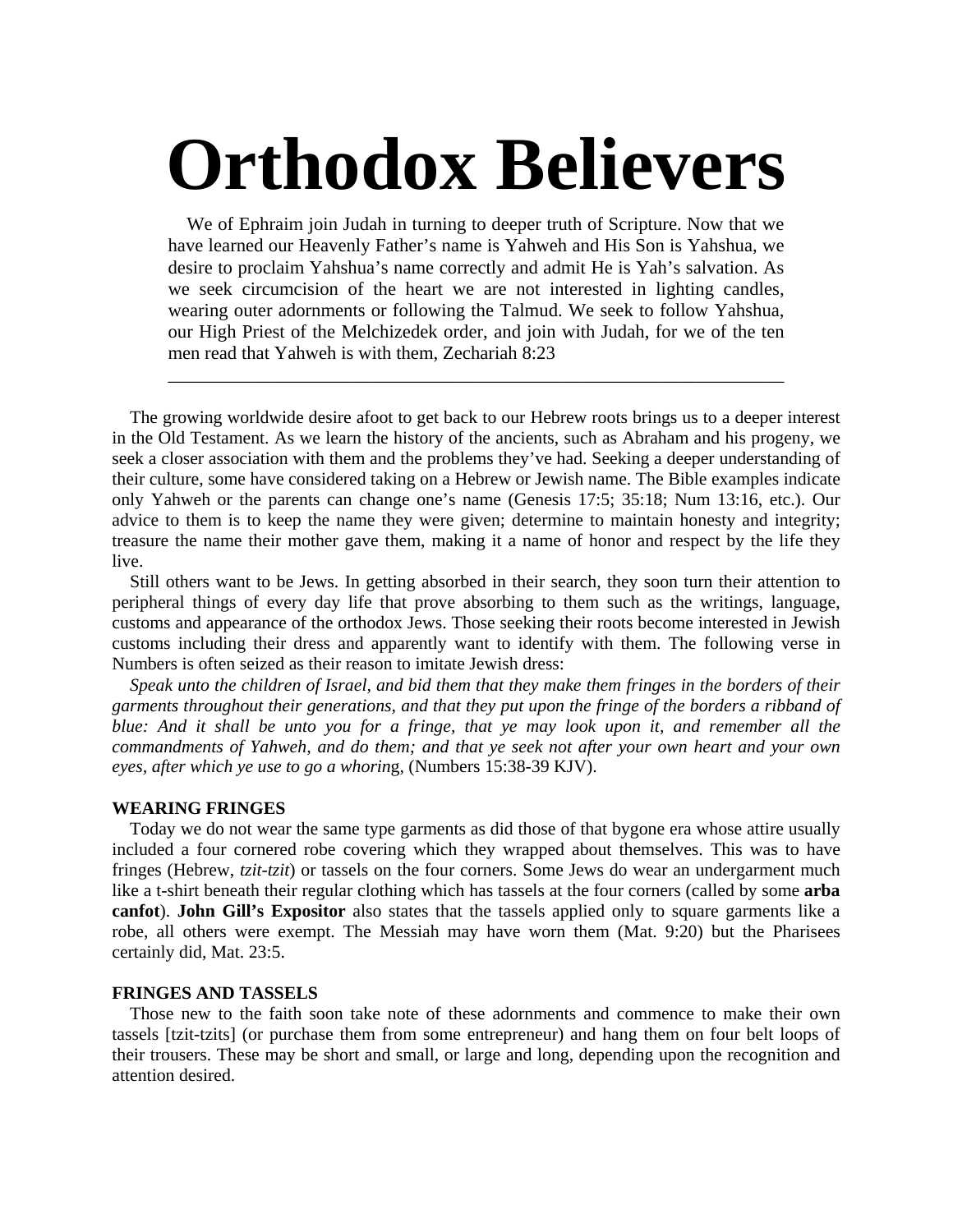# Orthodox Believers

We of Ephraim join Judah in turning to deeper truth of Scripture. Now that we have learned our Heavenly Father's name is Yahweh and His Son is Yahshua, we desire to proclaim Yahshua's name correctly and admit He is Yah's salvation. As we seek circumcision of the heart we are not interested in lighting candles, wearing outer adornments or following the Talmud. We seek to follow Yahshua, our High Priest of the Melchizedek order, and join with Judah, for we of the ten men read that Yahweh is with them, Zechariah 8:23

---

The growing worldwide desire afoot to get back to our Hebrew roots brings us to a deeper interest in the Old Testament. As we learn the history of the ancients, such as Abraham and his progeny, we seek a closer association with them and the problems they've had. Seeking a deeper understanding of their culture, some have considered taking on a Hebrew or Jewish name. The Bible examples indicate only Yahweh or the parents can change one's name (Genesis 17:5; 35:18; Num 13:16, etc.). Our advice to them is to keep the name they were given; determine to maintain honesty and integrity; treasure the name their mother gave them, making it a name of honor and respect by the life they live.

Still others want to be Jews. In getting absorbed in their search, they soon turn their attention to peripheral things of every day life that prove absorbing to them such as the writings, language, customs and appearance of the orthodox Jews. Those seeking their roots become interested in Jewish customs including their dress and apparently want to identify with them. The following verse in Numbers is often seized as their reason to imitate Jewish dress:

*Speak unto the children of Israel, and bid them that they make them fringes in the borders of their garments throughout their generations, and that they put upon the fringe of the borders a ribband of blue: And it shall be unto you for a fringe, that ye may look upon it, and remember all the commandments of Yahweh, and do them; and that ye seek not after your own heart and your own eyes, after which ye use to go a whorin*g, (Numbers 15:38-39 KJV).

**WEARING FRINGES**

Today we do not wear the same type garments as did those of that bygone era whose attire usually included a four cornered robe covering which they wrapped about themselves. This was to have fringes (Hebrew, *tzit-tzit*) or tassels on the four corners. Some Jews do wear an undergarment much like a t-shirt beneath their regular clothing which has tassels at the four corners (called by some **arba canfot**). **John Gill's Expositor** also states that the tassels applied only to square garments like a robe, all others were exempt. The Messiah may have worn them (Mat. 9:20) but the Pharisees certainly did, Mat. 23:5.

**FRINGES AND TASSELS**

Those new to the faith soon take note of these adornments and commence to make their own tassels [tzit-tzits] (or purchase them from some entrepreneur) and hang them on four belt loops of their trousers. These may be short and small, or large and long, depending upon the recognition and attention desired.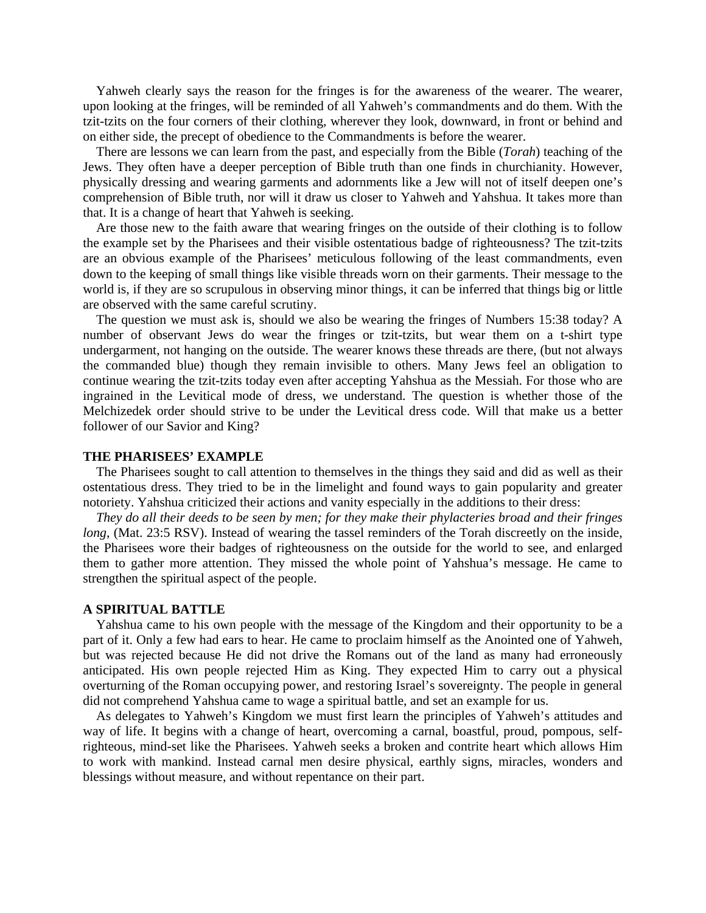Yahweh clearly says the reason for the fringes is for the awareness of the wearer. The wearer, upon looking at the fringes, will be reminded of all Yahweh's commandments and do them. With the tzit-tzits on the four corners of their clothing, wherever they look, downward, in front or behind and on either side, the precept of obedience to the Commandments is before the wearer.

There are lessons we can learn from the past, and especially from the Bible (*Torah*) teaching of the Jews. They often have a deeper perception of Bible truth than one finds in churchianity. However, physically dressing and wearing garments and adornments like a Jew will not of itself deepen one's comprehension of Bible truth, nor will it draw us closer to Yahweh and Yahshua. It takes more than that. It is a change of heart that Yahweh is seeking.

Are those new to the faith aware that wearing fringes on the outside of their clothing is to follow the example set by the Pharisees and their visible ostentatious badge of righteousness? The tzit-tzits are an obvious example of the Pharisees' meticulous following of the least commandments, even down to the keeping of small things like visible threads worn on their garments. Their message to the world is, if they are so scrupulous in observing minor things, it can be inferred that things big or little are observed with the same careful scrutiny.

The question we must ask is, should we also be wearing the fringes of Numbers 15:38 today? A number of observant Jews do wear the fringes or tzit-tzits, but wear them on a t-shirt type undergarment, not hanging on the outside. The wearer knows these threads are there, (but not always the commanded blue) though they remain invisible to others. Many Jews feel an obligation to continue wearing the tzit-tzits today even after accepting Yahshua as the Messiah. For those who are ingrained in the Levitical mode of dress, we understand. The question is whether those of the Melchizedek order should strive to be under the Levitical dress code. Will that make us a better follower of our Savior and King?

**THE PHARISEES' EXAMPLE**

The Pharisees sought to call attention to themselves in the things they said and did as well as their ostentatious dress. They tried to be in the limelight and found ways to gain popularity and greater notoriety. Yahshua criticized their actions and vanity especially in the additions to their dress:

*They do all their deeds to be seen by men; for they make their phylacteries broad and their fringes long*, (Mat. 23:5 RSV). Instead of wearing the tassel reminders of the Torah discreetly on the inside, the Pharisees wore their badges of righteousness on the outside for the world to see, and enlarged them to gather more attention. They missed the whole point of Yahshua's message. He came to strengthen the spiritual aspect of the people.

**A SPIRITUAL BATTLE**

Yahshua came to his own people with the message of the Kingdom and their opportunity to be a part of it. Only a few had ears to hear. He came to proclaim himself as the Anointed one of Yahweh, but was rejected because He did not drive the Romans out of the land as many had erroneously anticipated. His own people rejected Him as King. They expected Him to carry out a physical overturning of the Roman occupying power, and restoring Israel's sovereignty. The people in general did not comprehend Yahshua came to wage a spiritual battle, and set an example for us.

As delegates to Yahweh's Kingdom we must first learn the principles of Yahweh's attitudes and way of life. It begins with a change of heart, overcoming a carnal, boastful, proud, pompous, self-righteous, mind-set like the Pharisees. Yahweh seeks a broken and contrite heart which allows Him to work with mankind. Instead carnal men desire physical, earthly signs, miracles, wonders and blessings without measure, and without repentance on their part.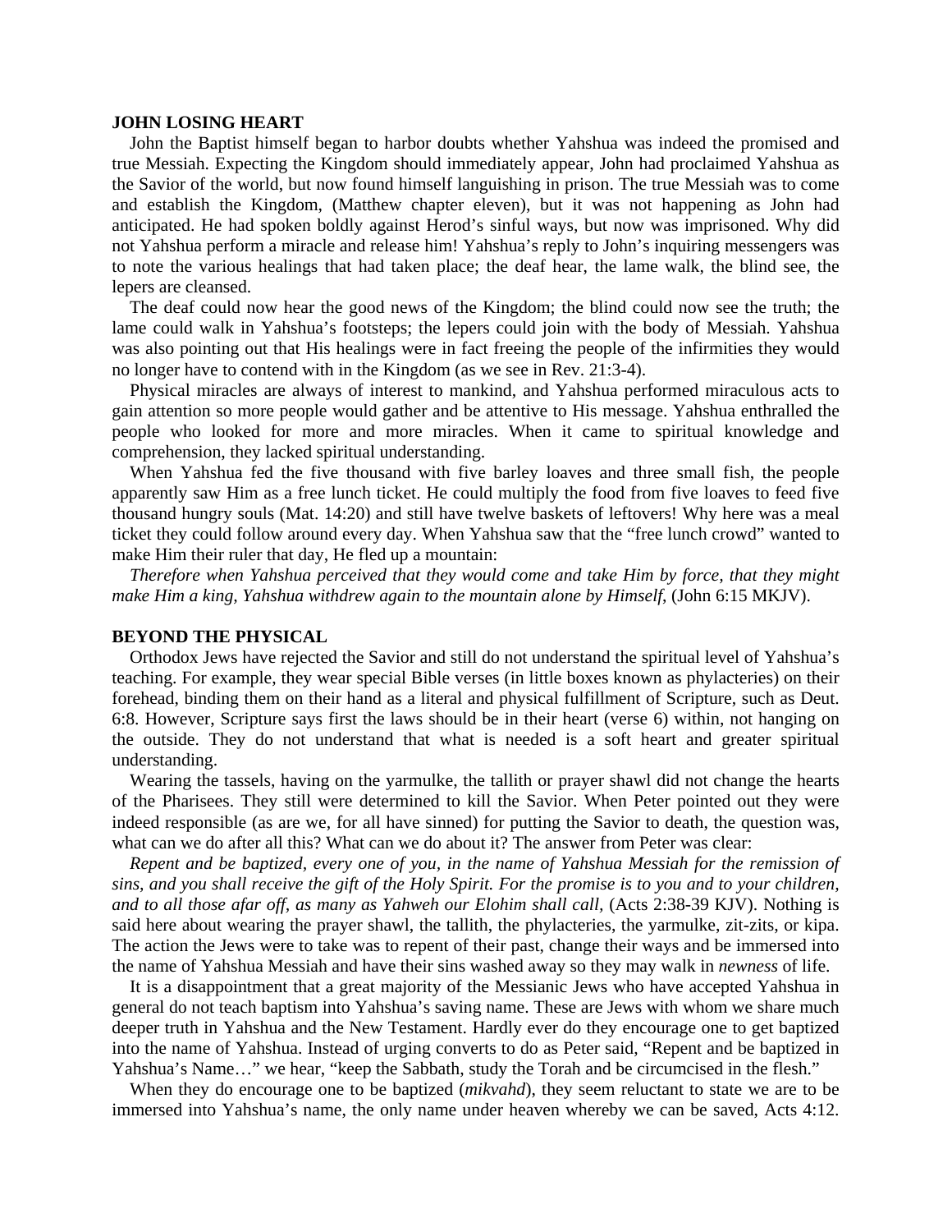**JOHN LOSING HEART**

John the Baptist himself began to harbor doubts whether Yahshua was indeed the promised and true Messiah. Expecting the Kingdom should immediately appear, John had proclaimed Yahshua as the Savior of the world, but now found himself languishing in prison. The true Messiah was to come and establish the Kingdom, (Matthew chapter eleven), but it was not happening as John had anticipated. He had spoken boldly against Herod's sinful ways, but now was imprisoned. Why did not Yahshua perform a miracle and release him! Yahshua's reply to John's inquiring messengers was to note the various healings that had taken place; the deaf hear, the lame walk, the blind see, the lepers are cleansed.

The deaf could now hear the good news of the Kingdom; the blind could now see the truth; the lame could walk in Yahshua's footsteps; the lepers could join with the body of Messiah. Yahshua was also pointing out that His healings were in fact freeing the people of the infirmities they would no longer have to contend with in the Kingdom (as we see in Rev. 21:3-4).

Physical miracles are always of interest to mankind, and Yahshua performed miraculous acts to gain attention so more people would gather and be attentive to His message. Yahshua enthralled the people who looked for more and more miracles. When it came to spiritual knowledge and comprehension, they lacked spiritual understanding.

When Yahshua fed the five thousand with five barley loaves and three small fish, the people apparently saw Him as a free lunch ticket. He could multiply the food from five loaves to feed five thousand hungry souls (Mat. 14:20) and still have twelve baskets of leftovers! Why here was a meal ticket they could follow around every day. When Yahshua saw that the "free lunch crowd" wanted to make Him their ruler that day, He fled up a mountain:

*Therefore when Yahshua perceived that they would come and take Him by force, that they might make Him a king, Yahshua withdrew again to the mountain alone by Himself*, (John 6:15 MKJV).

**BEYOND THE PHYSICAL**

Orthodox Jews have rejected the Savior and still do not understand the spiritual level of Yahshua's teaching. For example, they wear special Bible verses (in little boxes known as phylacteries) on their forehead, binding them on their hand as a literal and physical fulfillment of Scripture, such as Deut. 6:8. However, Scripture says first the laws should be in their heart (verse 6) within, not hanging on the outside. They do not understand that what is needed is a soft heart and greater spiritual understanding.

Wearing the tassels, having on the yarmulke, the tallith or prayer shawl did not change the hearts of the Pharisees. They still were determined to kill the Savior. When Peter pointed out they were indeed responsible (as are we, for all have sinned) for putting the Savior to death, the question was, what can we do after all this? What can we do about it? The answer from Peter was clear:

*Repent and be baptized, every one of you, in the name of Yahshua Messiah for the remission of sins, and you shall receive the gift of the Holy Spirit. For the promise is to you and to your children, and to all those afar off, as many as Yahweh our Elohim shall call*, (Acts 2:38-39 KJV). Nothing is said here about wearing the prayer shawl, the tallith, the phylacteries, the yarmulke, zit-zits, or kipa. The action the Jews were to take was to repent of their past, change their ways and be immersed into the name of Yahshua Messiah and have their sins washed away so they may walk in *newness* of life.

It is a disappointment that a great majority of the Messianic Jews who have accepted Yahshua in general do not teach baptism into Yahshua's saving name. These are Jews with whom we share much deeper truth in Yahshua and the New Testament. Hardly ever do they encourage one to get baptized into the name of Yahshua. Instead of urging converts to do as Peter said, "Repent and be baptized in Yahshua's Name…" we hear, "keep the Sabbath, study the Torah and be circumcised in the flesh."

When they do encourage one to be baptized (*mikvahd*), they seem reluctant to state we are to be immersed into Yahshua's name, the only name under heaven whereby we can be saved, Acts 4:12.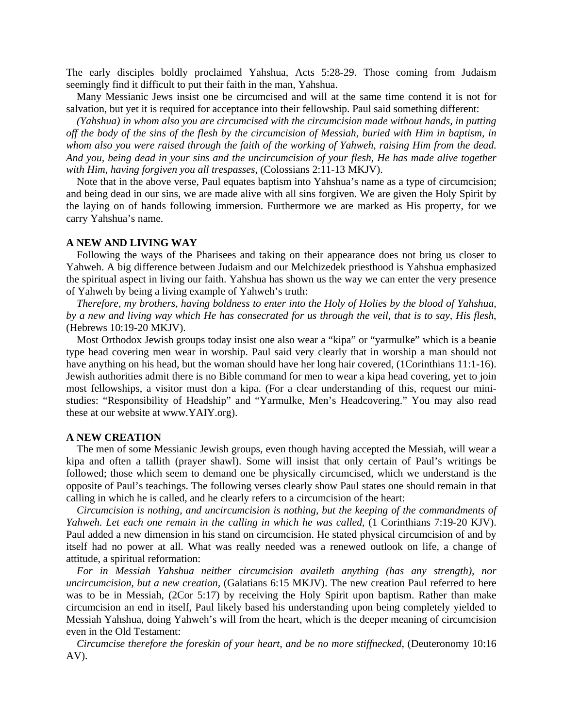The early disciples boldly proclaimed Yahshua, Acts 5:28-29. Those coming from Judaism seemingly find it difficult to put their faith in the man, Yahshua.

Many Messianic Jews insist one be circumcised and will at the same time contend it is not for salvation, but yet it is required for acceptance into their fellowship. Paul said something different:

*(Yahshua) in whom also you are circumcised with the circumcision made without hands, in putting off the body of the sins of the flesh by the circumcision of Messiah, buried with Him in baptism, in whom also you were raised through the faith of the working of Yahweh, raising Him from the dead. And you, being dead in your sins and the uncircumcision of your flesh, He has made alive together with Him, having forgiven you all trespasses*, (Colossians 2:11-13 MKJV).

Note that in the above verse, Paul equates baptism into Yahshua's name as a type of circumcision; and being dead in our sins, we are made alive with all sins forgiven. We are given the Holy Spirit by the laying on of hands following immersion. Furthermore we are marked as His property, for we carry Yahshua's name.

**A NEW AND LIVING WAY**

Following the ways of the Pharisees and taking on their appearance does not bring us closer to Yahweh. A big difference between Judaism and our Melchizedek priesthood is Yahshua emphasized the spiritual aspect in living our faith. Yahshua has shown us the way we can enter the very presence of Yahweh by being a living example of Yahweh's truth:

*Therefore, my brothers, having boldness to enter into the Holy of Holies by the blood of Yahshua, by a new and living way which He has consecrated for us through the veil, that is to say, His flesh*, (Hebrews 10:19-20 MKJV).

Most Orthodox Jewish groups today insist one also wear a "kipa" or "yarmulke" which is a beanie type head covering men wear in worship. Paul said very clearly that in worship a man should not have anything on his head, but the woman should have her long hair covered, (1Corinthians 11:1-16). Jewish authorities admit there is no Bible command for men to wear a kipa head covering, yet to join most fellowships, a visitor must don a kipa. (For a clear understanding of this, request our mini-studies: "Responsibility of Headship" and "Yarmulke, Men's Headcovering." You may also read these at our website at www.YAIY.org).

**A NEW CREATION**

The men of some Messianic Jewish groups, even though having accepted the Messiah, will wear a kipa and often a tallith (prayer shawl). Some will insist that only certain of Paul's writings be followed; those which seem to demand one be physically circumcised, which we understand is the opposite of Paul's teachings. The following verses clearly show Paul states one should remain in that calling in which he is called, and he clearly refers to a circumcision of the heart:

*Circumcision is nothing, and uncircumcision is nothing, but the keeping of the commandments of Yahweh. Let each one remain in the calling in which he was called,* (1 Corinthians 7:19-20 KJV). Paul added a new dimension in his stand on circumcision. He stated physical circumcision of and by itself had no power at all. What was really needed was a renewed outlook on life, a change of attitude, a spiritual reformation:

*For in Messiah Yahshua neither circumcision availeth anything (has any strength), nor uncircumcision, but a new creation,* (Galatians 6:15 MKJV). The new creation Paul referred to here was to be in Messiah, (2Cor 5:17) by receiving the Holy Spirit upon baptism. Rather than make circumcision an end in itself, Paul likely based his understanding upon being completely yielded to Messiah Yahshua, doing Yahweh's will from the heart, which is the deeper meaning of circumcision even in the Old Testament:

*Circumcise therefore the foreskin of your heart, and be no more stiffnecked*, (Deuteronomy 10:16 AV).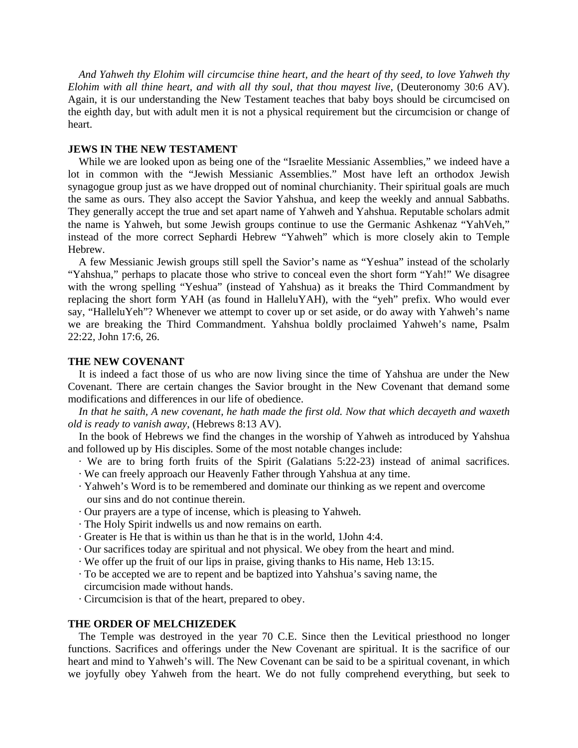*And Yahweh thy Elohim will circumcise thine heart, and the heart of thy seed, to love Yahweh thy Elohim with all thine heart, and with all thy soul, that thou mayest live*, (Deuteronomy 30:6 AV). Again, it is our understanding the New Testament teaches that baby boys should be circumcised on the eighth day, but with adult men it is not a physical requirement but the circumcision or change of heart.

**JEWS IN THE NEW TESTAMENT**

While we are looked upon as being one of the "Israelite Messianic Assemblies," we indeed have a lot in common with the "Jewish Messianic Assemblies." Most have left an orthodox Jewish synagogue group just as we have dropped out of nominal churchianity. Their spiritual goals are much the same as ours. They also accept the Savior Yahshua, and keep the weekly and annual Sabbaths. They generally accept the true and set apart name of Yahweh and Yahshua. Reputable scholars admit the name is Yahweh, but some Jewish groups continue to use the Germanic Ashkenaz "YahVeh," instead of the more correct Sephardi Hebrew "Yahweh" which is more closely akin to Temple Hebrew.

A few Messianic Jewish groups still spell the Savior's name as "Yeshua" instead of the scholarly "Yahshua," perhaps to placate those who strive to conceal even the short form "Yah!" We disagree with the wrong spelling "Yeshua" (instead of Yahshua) as it breaks the Third Commandment by replacing the short form YAH (as found in HalleluYAH), with the "yeh" prefix. Who would ever say, "HalleluYeh"? Whenever we attempt to cover up or set aside, or do away with Yahweh's name we are breaking the Third Commandment. Yahshua boldly proclaimed Yahweh's name, Psalm 22:22, John 17:6, 26.

**THE NEW COVENANT**

It is indeed a fact those of us who are now living since the time of Yahshua are under the New Covenant. There are certain changes the Savior brought in the New Covenant that demand some modifications and differences in our life of obedience.

*In that he saith, A new covenant, he hath made the first old. Now that which decayeth and waxeth old is ready to vanish away*, (Hebrews 8:13 AV).

In the book of Hebrews we find the changes in the worship of Yahweh as introduced by Yahshua and followed up by His disciples. Some of the most notable changes include:

- We are to bring forth fruits of the Spirit (Galatians 5:22-23) instead of animal sacrifices.
- We can freely approach our Heavenly Father through Yahshua at any time.
- Yahweh's Word is to be remembered and dominate our thinking as we repent and overcome our sins and do not continue therein.
- Our prayers are a type of incense, which is pleasing to Yahweh.
- The Holy Spirit indwells us and now remains on earth.
- Greater is He that is within us than he that is in the world, 1John 4:4.
- Our sacrifices today are spiritual and not physical. We obey from the heart and mind.
- We offer up the fruit of our lips in praise, giving thanks to His name, Heb 13:15.
- To be accepted we are to repent and be baptized into Yahshua's saving name, the circumcision made without hands.
- Circumcision is that of the heart, prepared to obey.

**THE ORDER OF MELCHIZEDEK**

The Temple was destroyed in the year 70 C.E. Since then the Levitical priesthood no longer functions. Sacrifices and offerings under the New Covenant are spiritual. It is the sacrifice of our heart and mind to Yahweh's will. The New Covenant can be said to be a spiritual covenant, in which we joyfully obey Yahweh from the heart. We do not fully comprehend everything, but seek to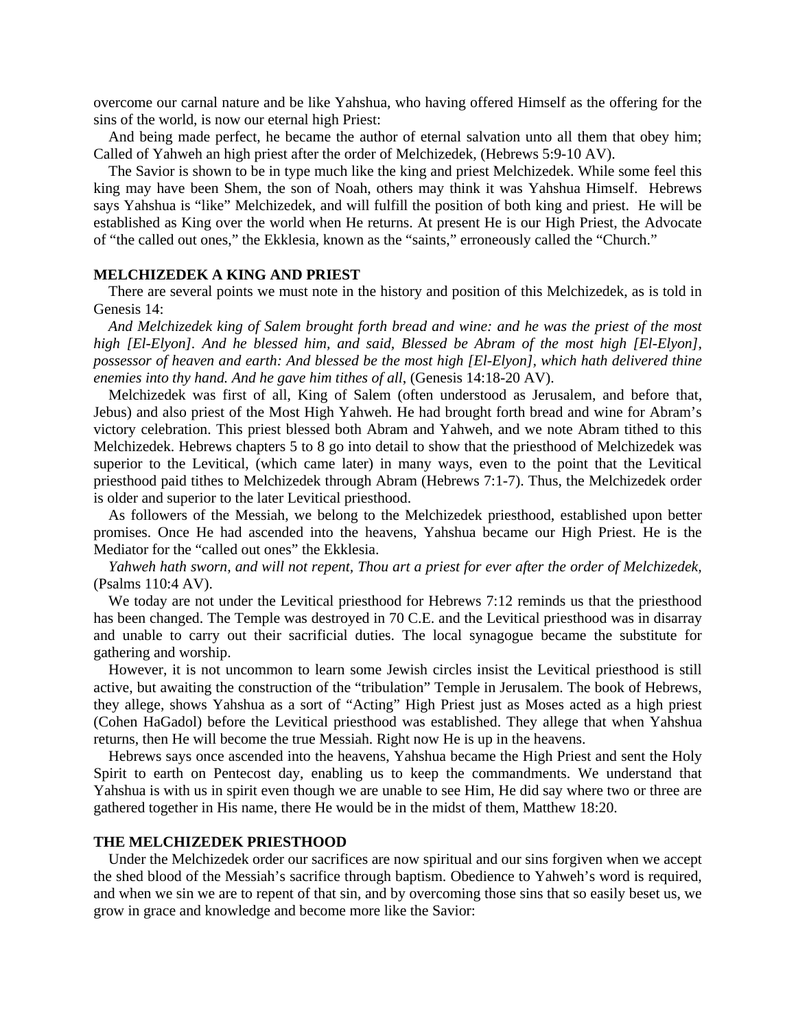overcome our carnal nature and be like Yahshua, who having offered Himself as the offering for the sins of the world, is now our eternal high Priest:

And being made perfect, he became the author of eternal salvation unto all them that obey him; Called of Yahweh an high priest after the order of Melchizedek, (Hebrews 5:9-10 AV).

The Savior is shown to be in type much like the king and priest Melchizedek. While some feel this king may have been Shem, the son of Noah, others may think it was Yahshua Himself. Hebrews says Yahshua is "like" Melchizedek, and will fulfill the position of both king and priest. He will be established as King over the world when He returns. At present He is our High Priest, the Advocate of "the called out ones," the Ekklesia, known as the "saints," erroneously called the "Church."

**MELCHIZEDEK A KING AND PRIEST**

There are several points we must note in the history and position of this Melchizedek, as is told in Genesis 14:

*And Melchizedek king of Salem brought forth bread and wine: and he was the priest of the most high [El-Elyon]. And he blessed him, and said, Blessed be Abram of the most high [El-Elyon], possessor of heaven and earth: And blessed be the most high [El-Elyon], which hath delivered thine enemies into thy hand. And he gave him tithes of all*, (Genesis 14:18-20 AV).

Melchizedek was first of all, King of Salem (often understood as Jerusalem, and before that, Jebus) and also priest of the Most High Yahweh. He had brought forth bread and wine for Abram's victory celebration. This priest blessed both Abram and Yahweh, and we note Abram tithed to this Melchizedek. Hebrews chapters 5 to 8 go into detail to show that the priesthood of Melchizedek was superior to the Levitical, (which came later) in many ways, even to the point that the Levitical priesthood paid tithes to Melchizedek through Abram (Hebrews 7:1-7). Thus, the Melchizedek order is older and superior to the later Levitical priesthood.

As followers of the Messiah, we belong to the Melchizedek priesthood, established upon better promises. Once He had ascended into the heavens, Yahshua became our High Priest. He is the Mediator for the "called out ones" the Ekklesia.

*Yahweh hath sworn, and will not repent, Thou art a priest for ever after the order of Melchizedek,* (Psalms 110:4 AV).

We today are not under the Levitical priesthood for Hebrews 7:12 reminds us that the priesthood has been changed. The Temple was destroyed in 70 C.E. and the Levitical priesthood was in disarray and unable to carry out their sacrificial duties. The local synagogue became the substitute for gathering and worship.

However, it is not uncommon to learn some Jewish circles insist the Levitical priesthood is still active, but awaiting the construction of the "tribulation" Temple in Jerusalem. The book of Hebrews, they allege, shows Yahshua as a sort of "Acting" High Priest just as Moses acted as a high priest (Cohen HaGadol) before the Levitical priesthood was established. They allege that when Yahshua returns, then He will become the true Messiah. Right now He is up in the heavens.

Hebrews says once ascended into the heavens, Yahshua became the High Priest and sent the Holy Spirit to earth on Pentecost day, enabling us to keep the commandments. We understand that Yahshua is with us in spirit even though we are unable to see Him, He did say where two or three are gathered together in His name, there He would be in the midst of them, Matthew 18:20.

**THE MELCHIZEDEK PRIESTHOOD**

Under the Melchizedek order our sacrifices are now spiritual and our sins forgiven when we accept the shed blood of the Messiah's sacrifice through baptism. Obedience to Yahweh's word is required, and when we sin we are to repent of that sin, and by overcoming those sins that so easily beset us, we grow in grace and knowledge and become more like the Savior: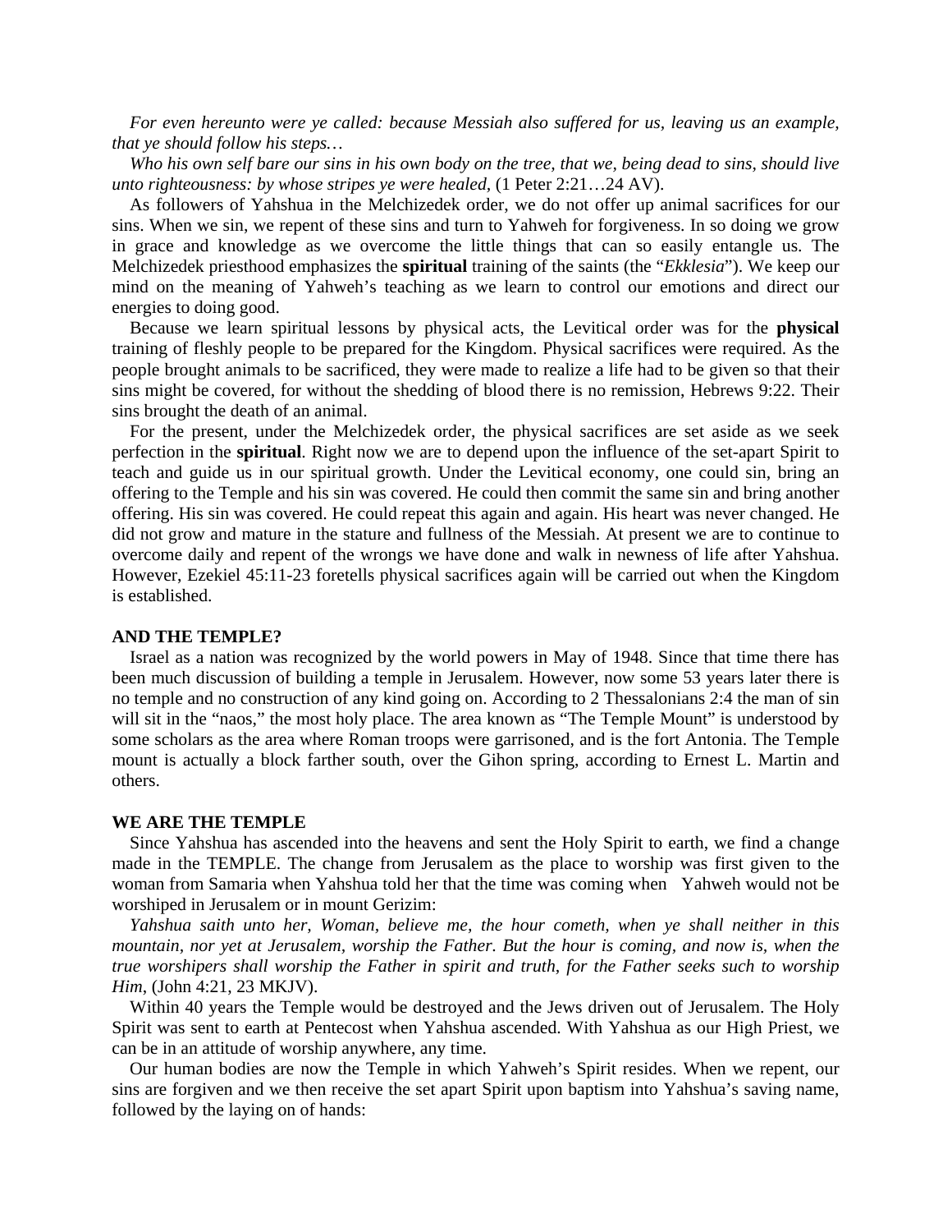*For even hereunto were ye called: because Messiah also suffered for us, leaving us an example, that ye should follow his steps…*

*Who his own self bare our sins in his own body on the tree, that we, being dead to sins, should live unto righteousness: by whose stripes ye were healed,* (1 Peter 2:21…24 AV).

As followers of Yahshua in the Melchizedek order, we do not offer up animal sacrifices for our sins. When we sin, we repent of these sins and turn to Yahweh for forgiveness. In so doing we grow in grace and knowledge as we overcome the little things that can so easily entangle us. The Melchizedek priesthood emphasizes the **spiritual** training of the saints (the "*Ekklesia*"). We keep our mind on the meaning of Yahweh's teaching as we learn to control our emotions and direct our energies to doing good.

Because we learn spiritual lessons by physical acts, the Levitical order was for the **physical** training of fleshly people to be prepared for the Kingdom. Physical sacrifices were required. As the people brought animals to be sacrificed, they were made to realize a life had to be given so that their sins might be covered, for without the shedding of blood there is no remission, Hebrews 9:22. Their sins brought the death of an animal.

For the present, under the Melchizedek order, the physical sacrifices are set aside as we seek perfection in the **spiritual**. Right now we are to depend upon the influence of the set-apart Spirit to teach and guide us in our spiritual growth. Under the Levitical economy, one could sin, bring an offering to the Temple and his sin was covered. He could then commit the same sin and bring another offering. His sin was covered. He could repeat this again and again. His heart was never changed. He did not grow and mature in the stature and fullness of the Messiah. At present we are to continue to overcome daily and repent of the wrongs we have done and walk in newness of life after Yahshua. However, Ezekiel 45:11-23 foretells physical sacrifices again will be carried out when the Kingdom is established.

**AND THE TEMPLE?**

Israel as a nation was recognized by the world powers in May of 1948. Since that time there has been much discussion of building a temple in Jerusalem. However, now some 53 years later there is no temple and no construction of any kind going on. According to 2 Thessalonians 2:4 the man of sin will sit in the "naos," the most holy place. The area known as "The Temple Mount" is understood by some scholars as the area where Roman troops were garrisoned, and is the fort Antonia. The Temple mount is actually a block farther south, over the Gihon spring, according to Ernest L. Martin and others.

**WE ARE THE TEMPLE**

Since Yahshua has ascended into the heavens and sent the Holy Spirit to earth, we find a change made in the TEMPLE. The change from Jerusalem as the place to worship was first given to the woman from Samaria when Yahshua told her that the time was coming when Yahweh would not be worshiped in Jerusalem or in mount Gerizim:

*Yahshua saith unto her, Woman, believe me, the hour cometh, when ye shall neither in this mountain, nor yet at Jerusalem, worship the Father. But the hour is coming, and now is, when the true worshipers shall worship the Father in spirit and truth, for the Father seeks such to worship Him*, (John 4:21, 23 MKJV).

Within 40 years the Temple would be destroyed and the Jews driven out of Jerusalem. The Holy Spirit was sent to earth at Pentecost when Yahshua ascended. With Yahshua as our High Priest, we can be in an attitude of worship anywhere, any time.

Our human bodies are now the Temple in which Yahweh's Spirit resides. When we repent, our sins are forgiven and we then receive the set apart Spirit upon baptism into Yahshua's saving name, followed by the laying on of hands: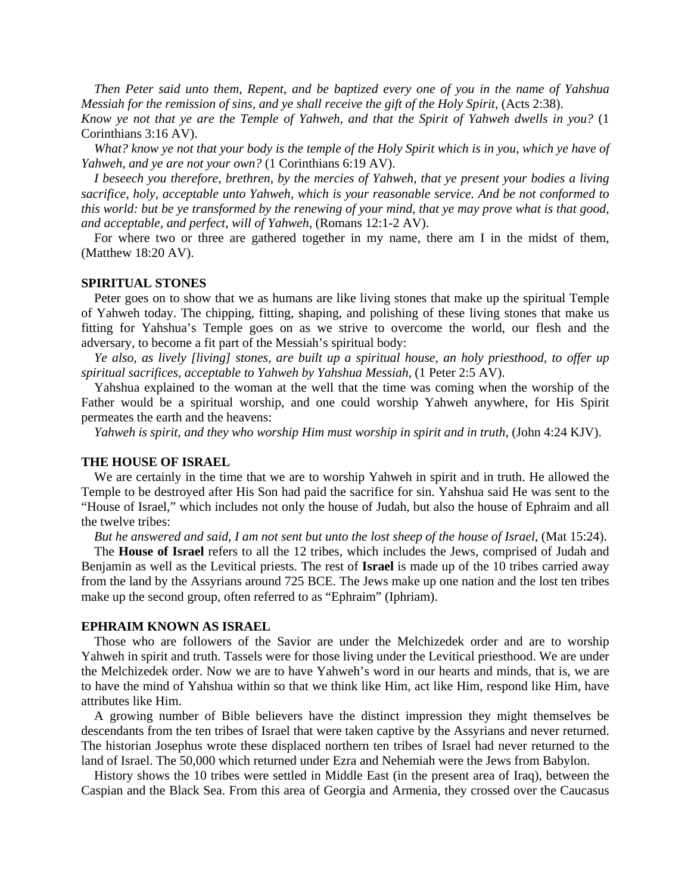*Then Peter said unto them, Repent, and be baptized every one of you in the name of Yahshua Messiah for the remission of sins, and ye shall receive the gift of the Holy Spirit,* (Acts 2:38).

*Know ye not that ye are the Temple of Yahweh, and that the Spirit of Yahweh dwells in you?* (1 Corinthians 3:16 AV).

*What? know ye not that your body is the temple of the Holy Spirit which is in you, which ye have of Yahweh, and ye are not your own?* (1 Corinthians 6:19 AV).

*I beseech you therefore, brethren, by the mercies of Yahweh, that ye present your bodies a living sacrifice, holy, acceptable unto Yahweh, which is your reasonable service. And be not conformed to this world: but be ye transformed by the renewing of your mind, that ye may prove what is that good, and acceptable, and perfect, will of Yahweh,* (Romans 12:1-2 AV).

For where two or three are gathered together in my name, there am I in the midst of them, (Matthew 18:20 AV).

**SPIRITUAL STONES**

Peter goes on to show that we as humans are like living stones that make up the spiritual Temple of Yahweh today. The chipping, fitting, shaping, and polishing of these living stones that make us fitting for Yahshua's Temple goes on as we strive to overcome the world, our flesh and the adversary, to become a fit part of the Messiah's spiritual body:

*Ye also, as lively [living] stones, are built up a spiritual house, an holy priesthood, to offer up spiritual sacrifices, acceptable to Yahweh by Yahshua Messiah,* (1 Peter 2:5 AV).

Yahshua explained to the woman at the well that the time was coming when the worship of the Father would be a spiritual worship, and one could worship Yahweh anywhere, for His Spirit permeates the earth and the heavens:

*Yahweh is spirit, and they who worship Him must worship in spirit and in truth*, (John 4:24 KJV).

**THE HOUSE OF ISRAEL**

We are certainly in the time that we are to worship Yahweh in spirit and in truth. He allowed the Temple to be destroyed after His Son had paid the sacrifice for sin. Yahshua said He was sent to the "House of Israel," which includes not only the house of Judah, but also the house of Ephraim and all the twelve tribes:

*But he answered and said, I am not sent but unto the lost sheep of the house of Israel*, (Mat 15:24).

The **House of Israel** refers to all the 12 tribes, which includes the Jews, comprised of Judah and Benjamin as well as the Levitical priests. The rest of **Israel** is made up of the 10 tribes carried away from the land by the Assyrians around 725 BCE. The Jews make up one nation and the lost ten tribes make up the second group, often referred to as "Ephraim" (Iphriam).

**EPHRAIM KNOWN AS ISRAEL**

Those who are followers of the Savior are under the Melchizedek order and are to worship Yahweh in spirit and truth. Tassels were for those living under the Levitical priesthood. We are under the Melchizedek order. Now we are to have Yahweh's word in our hearts and minds, that is, we are to have the mind of Yahshua within so that we think like Him, act like Him, respond like Him, have attributes like Him.

A growing number of Bible believers have the distinct impression they might themselves be descendants from the ten tribes of Israel that were taken captive by the Assyrians and never returned. The historian Josephus wrote these displaced northern ten tribes of Israel had never returned to the land of Israel. The 50,000 which returned under Ezra and Nehemiah were the Jews from Babylon.

History shows the 10 tribes were settled in Middle East (in the present area of Iraq), between the Caspian and the Black Sea. From this area of Georgia and Armenia, they crossed over the Caucasus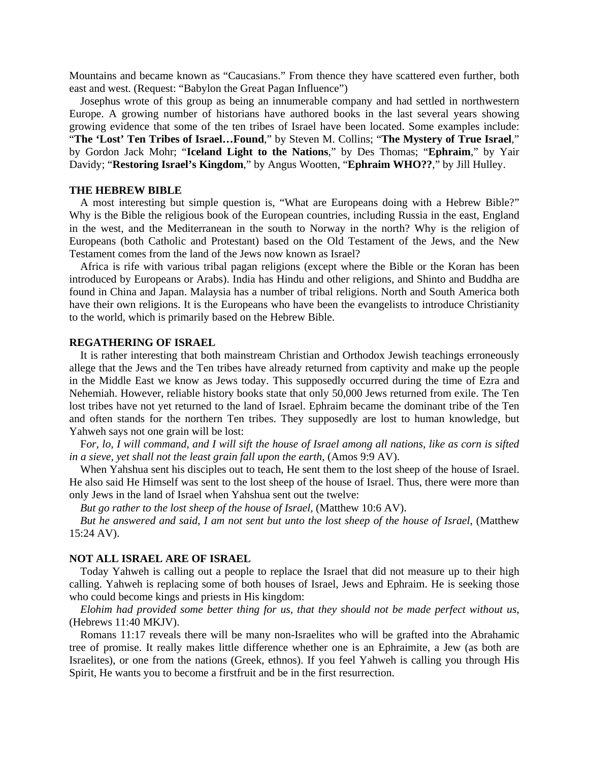Mountains and became known as "Caucasians." From thence they have scattered even further, both east and west. (Request: "Babylon the Great Pagan Influence")

Josephus wrote of this group as being an innumerable company and had settled in northwestern Europe. A growing number of historians have authored books in the last several years showing growing evidence that some of the ten tribes of Israel have been located. Some examples include: "**The 'Lost' Ten Tribes of Israel…Found**," by Steven M. Collins; "**The Mystery of True Israel**," by Gordon Jack Mohr; "**Iceland Light to the Nations**," by Des Thomas; "**Ephraim**," by Yair Davidy; "**Restoring Israel's Kingdom**," by Angus Wootten, "**Ephraim WHO??**," by Jill Hulley.

## THE HEBREW BIBLE

A most interesting but simple question is, "What are Europeans doing with a Hebrew Bible?" Why is the Bible the religious book of the European countries, including Russia in the east, England in the west, and the Mediterranean in the south to Norway in the north? Why is the religion of Europeans (both Catholic and Protestant) based on the Old Testament of the Jews, and the New Testament comes from the land of the Jews now known as Israel?

Africa is rife with various tribal pagan religions (except where the Bible or the Koran has been introduced by Europeans or Arabs). India has Hindu and other religions, and Shinto and Buddha are found in China and Japan. Malaysia has a number of tribal religions. North and South America both have their own religions. It is the Europeans who have been the evangelists to introduce Christianity to the world, which is primarily based on the Hebrew Bible.

## REGATHERING OF ISRAEL

It is rather interesting that both mainstream Christian and Orthodox Jewish teachings erroneously allege that the Jews and the Ten tribes have already returned from captivity and make up the people in the Middle East we know as Jews today. This supposedly occurred during the time of Ezra and Nehemiah. However, reliable history books state that only 50,000 Jews returned from exile. The Ten lost tribes have not yet returned to the land of Israel. Ephraim became the dominant tribe of the Ten and often stands for the northern Ten tribes. They supposedly are lost to human knowledge, but Yahweh says not one grain will be lost:

*For, lo, I will command, and I will sift the house of Israel among all nations, like as corn is sifted in a sieve, yet shall not the least grain fall upon the earth*, (Amos 9:9 AV).

When Yahshua sent his disciples out to teach, He sent them to the lost sheep of the house of Israel. He also said He Himself was sent to the lost sheep of the house of Israel. Thus, there were more than only Jews in the land of Israel when Yahshua sent out the twelve:

*But go rather to the lost sheep of the house of Israel*, (Matthew 10:6 AV).

*But he answered and said, I am not sent but unto the lost sheep of the house of Israel*, (Matthew 15:24 AV).

## NOT ALL ISRAEL ARE OF ISRAEL

Today Yahweh is calling out a people to replace the Israel that did not measure up to their high calling. Yahweh is replacing some of both houses of Israel, Jews and Ephraim. He is seeking those who could become kings and priests in His kingdom:

*Elohim had provided some better thing for us, that they should not be made perfect without us*, (Hebrews 11:40 MKJV).

Romans 11:17 reveals there will be many non-Israelites who will be grafted into the Abrahamic tree of promise. It really makes little difference whether one is an Ephraimite, a Jew (as both are Israelites), or one from the nations (Greek, ethnos). If you feel Yahweh is calling you through His Spirit, He wants you to become a firstfruit and be in the first resurrection.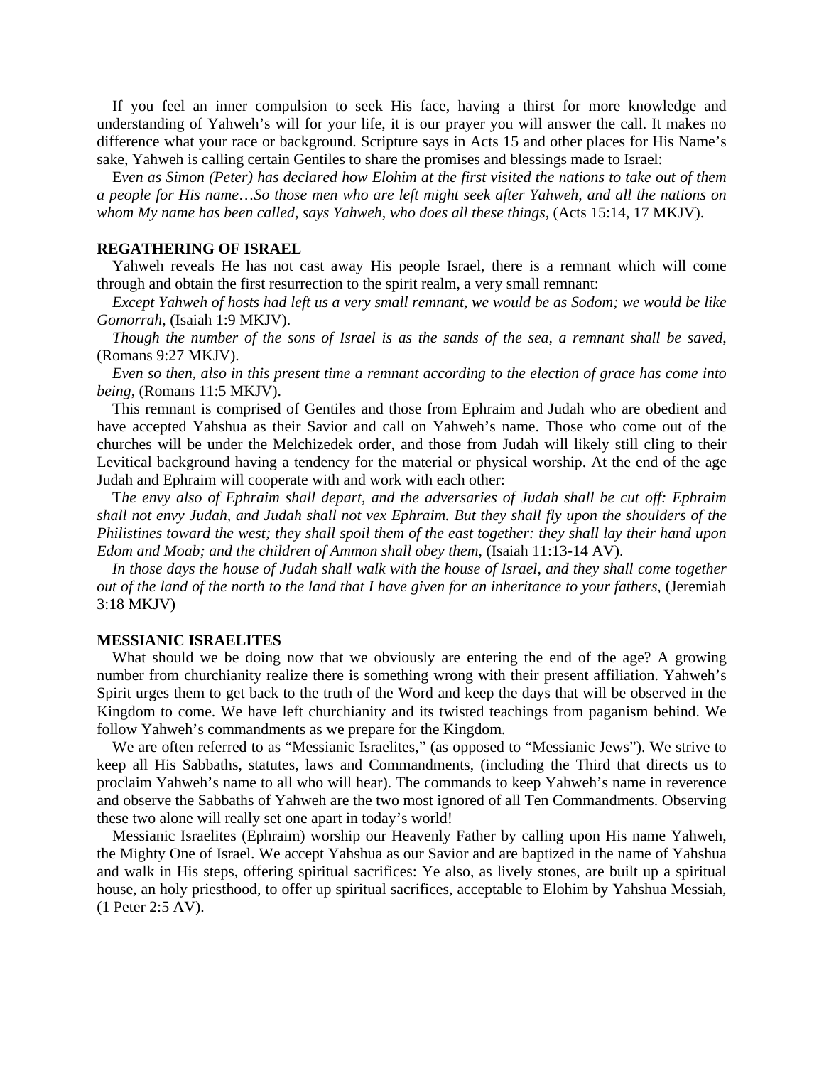If you feel an inner compulsion to seek His face, having a thirst for more knowledge and understanding of Yahweh's will for your life, it is our prayer you will answer the call. It makes no difference what your race or background. Scripture says in Acts 15 and other places for His Name's sake, Yahweh is calling certain Gentiles to share the promises and blessings made to Israel:

*Even as Simon (Peter) has declared how Elohim at the first visited the nations to take out of them a people for His name…So those men who are left might seek after Yahweh, and all the nations on whom My name has been called, says Yahweh, who does all these things*, (Acts 15:14, 17 MKJV).

**REGATHERING OF ISRAEL**

Yahweh reveals He has not cast away His people Israel, there is a remnant which will come through and obtain the first resurrection to the spirit realm, a very small remnant:

*Except Yahweh of hosts had left us a very small remnant, we would be as Sodom; we would be like Gomorrah*, (Isaiah 1:9 MKJV).

*Though the number of the sons of Israel is as the sands of the sea, a remnant shall be saved*, (Romans 9:27 MKJV).

*Even so then, also in this present time a remnant according to the election of grace has come into being*, (Romans 11:5 MKJV).

This remnant is comprised of Gentiles and those from Ephraim and Judah who are obedient and have accepted Yahshua as their Savior and call on Yahweh's name. Those who come out of the churches will be under the Melchizedek order, and those from Judah will likely still cling to their Levitical background having a tendency for the material or physical worship. At the end of the age Judah and Ephraim will cooperate with and work with each other:

*The envy also of Ephraim shall depart, and the adversaries of Judah shall be cut off: Ephraim shall not envy Judah, and Judah shall not vex Ephraim. But they shall fly upon the shoulders of the Philistines toward the west; they shall spoil them of the east together: they shall lay their hand upon Edom and Moab; and the children of Ammon shall obey them*, (Isaiah 11:13-14 AV).

*In those days the house of Judah shall walk with the house of Israel, and they shall come together out of the land of the north to the land that I have given for an inheritance to your fathers*, (Jeremiah 3:18 MKJV)

**MESSIANIC ISRAELITES**

What should we be doing now that we obviously are entering the end of the age? A growing number from churchianity realize there is something wrong with their present affiliation. Yahweh's Spirit urges them to get back to the truth of the Word and keep the days that will be observed in the Kingdom to come. We have left churchianity and its twisted teachings from paganism behind. We follow Yahweh's commandments as we prepare for the Kingdom.

We are often referred to as "Messianic Israelites," (as opposed to "Messianic Jews"). We strive to keep all His Sabbaths, statutes, laws and Commandments, (including the Third that directs us to proclaim Yahweh's name to all who will hear). The commands to keep Yahweh's name in reverence and observe the Sabbaths of Yahweh are the two most ignored of all Ten Commandments. Observing these two alone will really set one apart in today's world!

Messianic Israelites (Ephraim) worship our Heavenly Father by calling upon His name Yahweh, the Mighty One of Israel. We accept Yahshua as our Savior and are baptized in the name of Yahshua and walk in His steps, offering spiritual sacrifices: Ye also, as lively stones, are built up a spiritual house, an holy priesthood, to offer up spiritual sacrifices, acceptable to Elohim by Yahshua Messiah, (1 Peter 2:5 AV).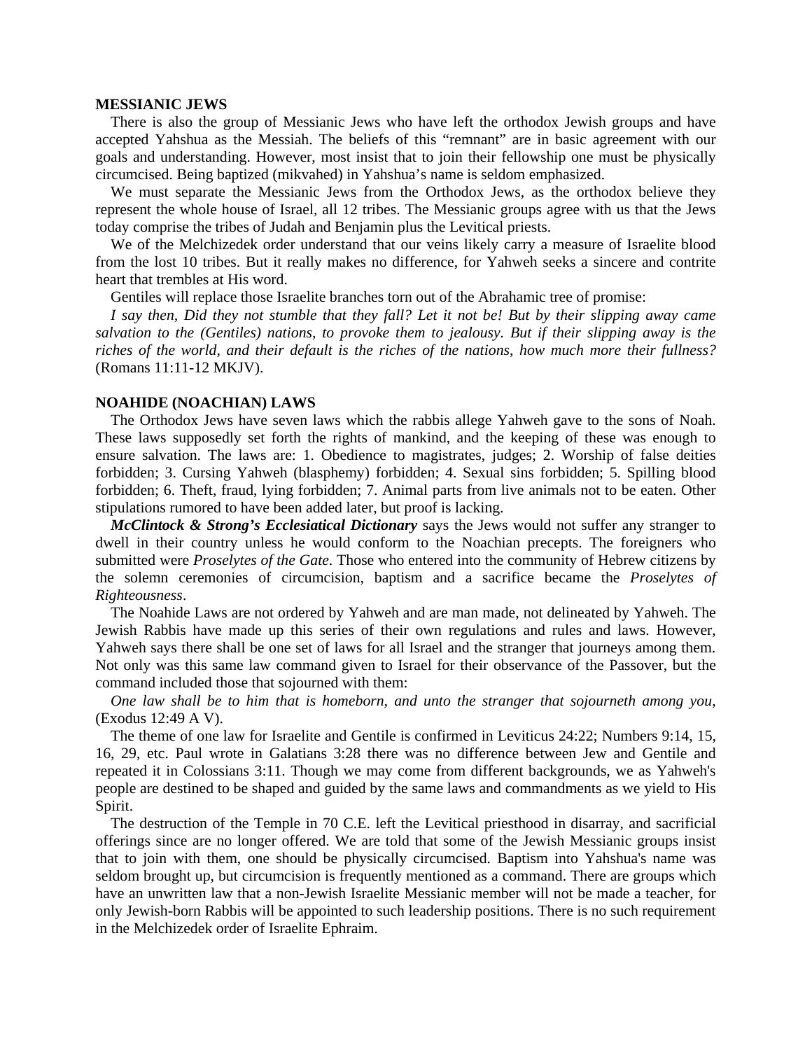**MESSIANIC JEWS**

There is also the group of Messianic Jews who have left the orthodox Jewish groups and have accepted Yahshua as the Messiah. The beliefs of this "remnant" are in basic agreement with our goals and understanding. However, most insist that to join their fellowship one must be physically circumcised. Being baptized (mikvahed) in Yahshua's name is seldom emphasized.

We must separate the Messianic Jews from the Orthodox Jews, as the orthodox believe they represent the whole house of Israel, all 12 tribes. The Messianic groups agree with us that the Jews today comprise the tribes of Judah and Benjamin plus the Levitical priests.

We of the Melchizedek order understand that our veins likely carry a measure of Israelite blood from the lost 10 tribes. But it really makes no difference, for Yahweh seeks a sincere and contrite heart that trembles at His word.

Gentiles will replace those Israelite branches torn out of the Abrahamic tree of promise:

*I say then, Did they not stumble that they fall? Let it not be! But by their slipping away came salvation to the (Gentiles) nations, to provoke them to jealousy. But if their slipping away is the riches of the world, and their default is the riches of the nations, how much more their fullness?* (Romans 11:11-12 MKJV).

**NOAHIDE (NOACHIAN) LAWS**

The Orthodox Jews have seven laws which the rabbis allege Yahweh gave to the sons of Noah. These laws supposedly set forth the rights of mankind, and the keeping of these was enough to ensure salvation. The laws are: 1. Obedience to magistrates, judges; 2. Worship of false deities forbidden; 3. Cursing Yahweh (blasphemy) forbidden; 4. Sexual sins forbidden; 5. Spilling blood forbidden; 6. Theft, fraud, lying forbidden; 7. Animal parts from live animals not to be eaten. Other stipulations rumored to have been added later, but proof is lacking.

***McClintock & Strong's Ecclesiatical Dictionary*** says the Jews would not suffer any stranger to dwell in their country unless he would conform to the Noachian precepts. The foreigners who submitted were *Proselytes of the Gate*. Those who entered into the community of Hebrew citizens by the solemn ceremonies of circumcision, baptism and a sacrifice became the *Proselytes of Righteousness*.

The Noahide Laws are not ordered by Yahweh and are man made, not delineated by Yahweh. The Jewish Rabbis have made up this series of their own regulations and rules and laws. However, Yahweh says there shall be one set of laws for all Israel and the stranger that journeys among them. Not only was this same law command given to Israel for their observance of the Passover, but the command included those that sojourned with them:

*One law shall be to him that is homeborn, and unto the stranger that sojourneth among you*, (Exodus 12:49 A V).

The theme of one law for Israelite and Gentile is confirmed in Leviticus 24:22; Numbers 9:14, 15, 16, 29, etc. Paul wrote in Galatians 3:28 there was no difference between Jew and Gentile and repeated it in Colossians 3:11. Though we may come from different backgrounds, we as Yahweh's people are destined to be shaped and guided by the same laws and commandments as we yield to His Spirit.

The destruction of the Temple in 70 C.E. left the Levitical priesthood in disarray, and sacrificial offerings since are no longer offered. We are told that some of the Jewish Messianic groups insist that to join with them, one should be physically circumcised. Baptism into Yahshua's name was seldom brought up, but circumcision is frequently mentioned as a command. There are groups which have an unwritten law that a non-Jewish Israelite Messianic member will not be made a teacher, for only Jewish-born Rabbis will be appointed to such leadership positions. There is no such requirement in the Melchizedek order of Israelite Ephraim.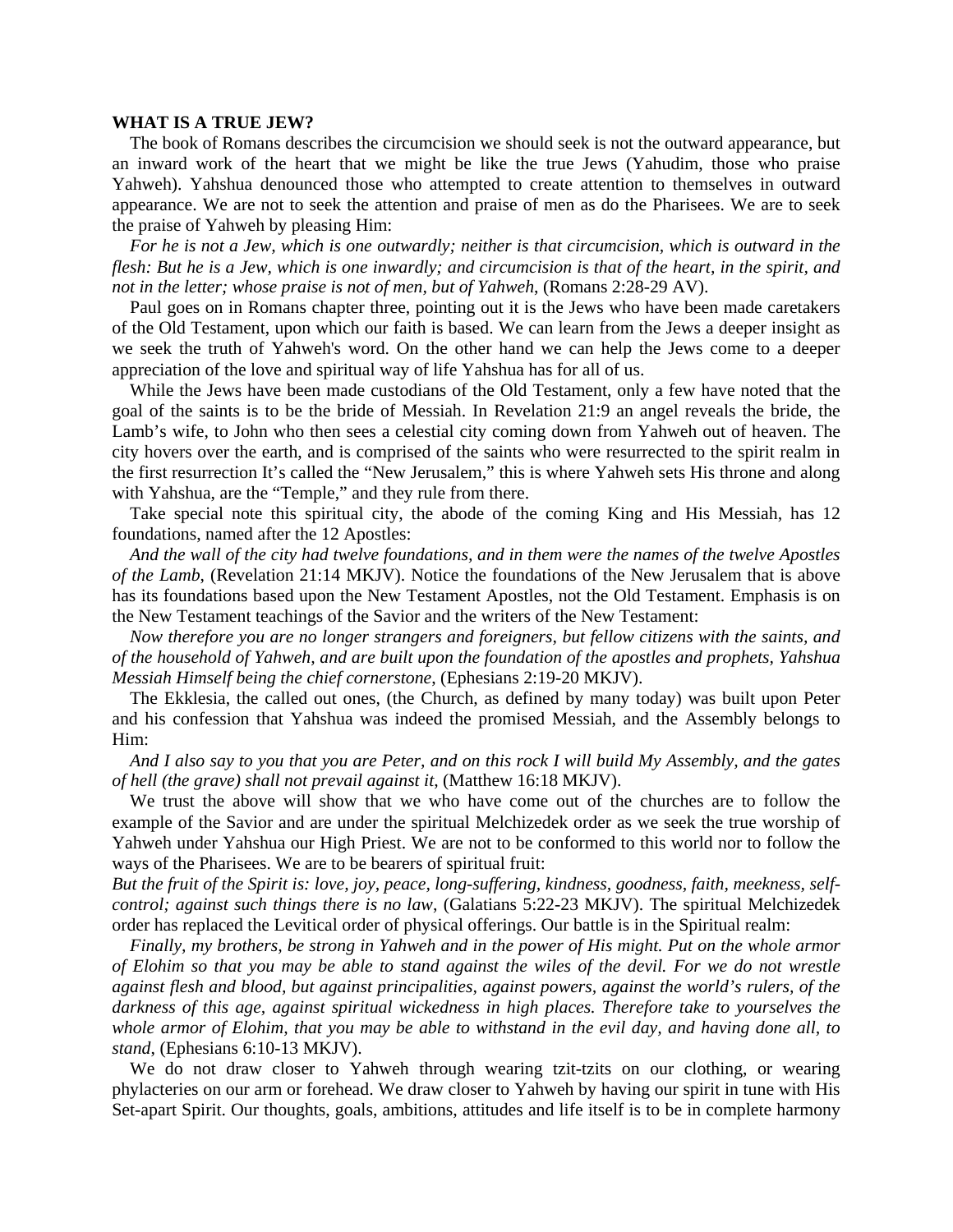**WHAT IS A TRUE JEW?**

The book of Romans describes the circumcision we should seek is not the outward appearance, but an inward work of the heart that we might be like the true Jews (Yahudim, those who praise Yahweh). Yahshua denounced those who attempted to create attention to themselves in outward appearance. We are not to seek the attention and praise of men as do the Pharisees. We are to seek the praise of Yahweh by pleasing Him:

*For he is not a Jew, which is one outwardly; neither is that circumcision, which is outward in the flesh: But he is a Jew, which is one inwardly; and circumcision is that of the heart, in the spirit, and not in the letter; whose praise is not of men, but of Yahweh*, (Romans 2:28-29 AV).

Paul goes on in Romans chapter three, pointing out it is the Jews who have been made caretakers of the Old Testament, upon which our faith is based. We can learn from the Jews a deeper insight as we seek the truth of Yahweh's word. On the other hand we can help the Jews come to a deeper appreciation of the love and spiritual way of life Yahshua has for all of us.

While the Jews have been made custodians of the Old Testament, only a few have noted that the goal of the saints is to be the bride of Messiah. In Revelation 21:9 an angel reveals the bride, the Lamb's wife, to John who then sees a celestial city coming down from Yahweh out of heaven. The city hovers over the earth, and is comprised of the saints who were resurrected to the spirit realm in the first resurrection It's called the "New Jerusalem," this is where Yahweh sets His throne and along with Yahshua, are the "Temple," and they rule from there.

Take special note this spiritual city, the abode of the coming King and His Messiah, has 12 foundations, named after the 12 Apostles:

*And the wall of the city had twelve foundations, and in them were the names of the twelve Apostles of the Lamb*, (Revelation 21:14 MKJV). Notice the foundations of the New Jerusalem that is above has its foundations based upon the New Testament Apostles, not the Old Testament. Emphasis is on the New Testament teachings of the Savior and the writers of the New Testament:

*Now therefore you are no longer strangers and foreigners, but fellow citizens with the saints, and of the household of Yahweh, and are built upon the foundation of the apostles and prophets, Yahshua Messiah Himself being the chief cornerstone,* (Ephesians 2:19-20 MKJV).

The Ekklesia, the called out ones, (the Church, as defined by many today) was built upon Peter and his confession that Yahshua was indeed the promised Messiah, and the Assembly belongs to Him:

*And I also say to you that you are Peter, and on this rock I will build My Assembly, and the gates of hell (the grave) shall not prevail against it*, (Matthew 16:18 MKJV).

We trust the above will show that we who have come out of the churches are to follow the example of the Savior and are under the spiritual Melchizedek order as we seek the true worship of Yahweh under Yahshua our High Priest. We are not to be conformed to this world nor to follow the ways of the Pharisees. We are to be bearers of spiritual fruit:

*But the fruit of the Spirit is: love, joy, peace, long-suffering, kindness, goodness, faith, meekness, self-control; against such things there is no law*, (Galatians 5:22-23 MKJV). The spiritual Melchizedek order has replaced the Levitical order of physical offerings. Our battle is in the Spiritual realm:

*Finally, my brothers, be strong in Yahweh and in the power of His might. Put on the whole armor of Elohim so that you may be able to stand against the wiles of the devil. For we do not wrestle against flesh and blood, but against principalities, against powers, against the world's rulers, of the darkness of this age, against spiritual wickedness in high places. Therefore take to yourselves the whole armor of Elohim, that you may be able to withstand in the evil day, and having done all, to stand*, (Ephesians 6:10-13 MKJV).

We do not draw closer to Yahweh through wearing tzit-tzits on our clothing, or wearing phylacteries on our arm or forehead. We draw closer to Yahweh by having our spirit in tune with His Set-apart Spirit. Our thoughts, goals, ambitions, attitudes and life itself is to be in complete harmony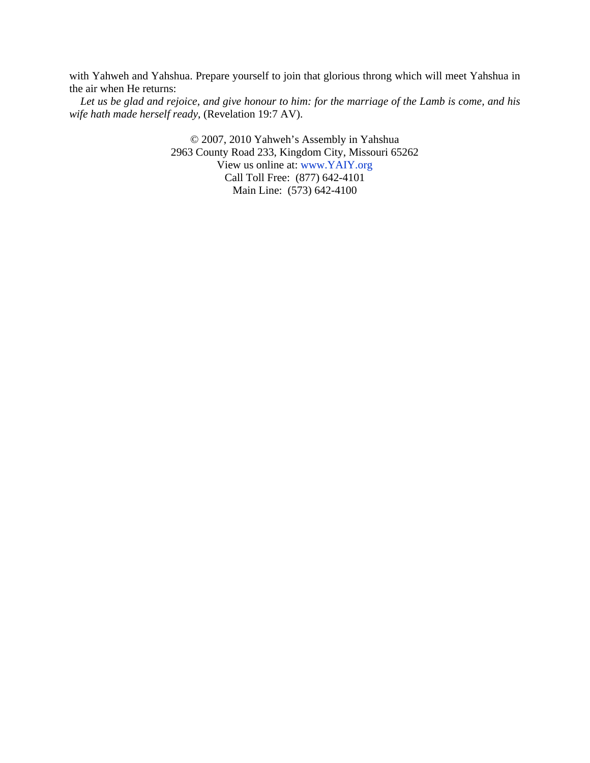with Yahweh and Yahshua. Prepare yourself to join that glorious throng which will meet Yahshua in the air when He returns:

*Let us be glad and rejoice, and give honour to him: for the marriage of the Lamb is come, and his wife hath made herself ready*, (Revelation 19:7 AV).

© 2007, 2010 Yahweh's Assembly in Yahshua
2963 County Road 233, Kingdom City, Missouri 65262
View us online at: www.YAIY.org
Call Toll Free: (877) 642-4101
Main Line: (573) 642-4100